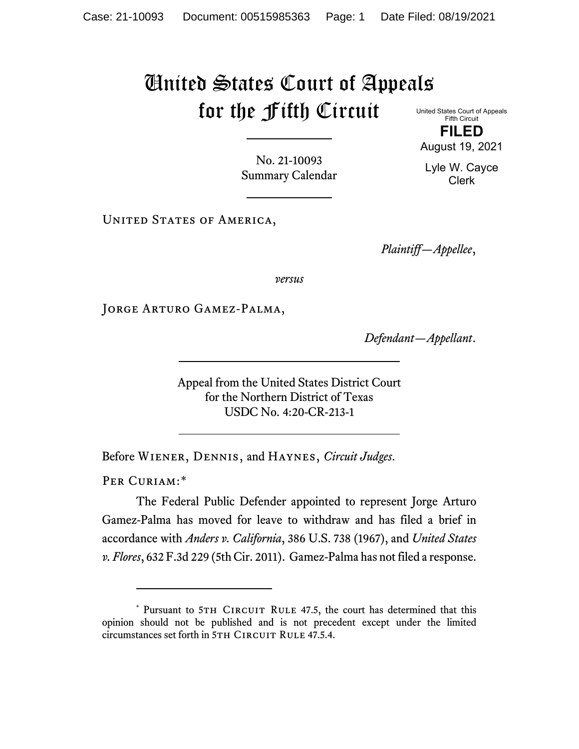# United States Court of Appeals for the Fifth Circuit

United States Court of Appeals
Fifth Circuit

**FILED**

August 19, 2021

Lyle W. Cayce
Clerk

No. 21-10093
Summary Calendar

United States of America,

*Plaintiff—Appellee*,

*versus*

Jorge Arturo Gamez-Palma,

*Defendant—Appellant*.

Appeal from the United States District Court
for the Northern District of Texas
USDC No. 4:20-CR-213-1

Before Wiener, Dennis, and Haynes, *Circuit Judges*.

Per Curiam:*

The Federal Public Defender appointed to represent Jorge Arturo Gamez-Palma has moved for leave to withdraw and has filed a brief in accordance with *Anders v. California*, 386 U.S. 738 (1967), and *United States v. Flores*, 632 F.3d 229 (5th Cir. 2011). Gamez-Palma has not filed a response.

---

* Pursuant to 5th Circuit Rule 47.5, the court has determined that this opinion should not be published and is not precedent except under the limited circumstances set forth in 5th Circuit Rule 47.5.4.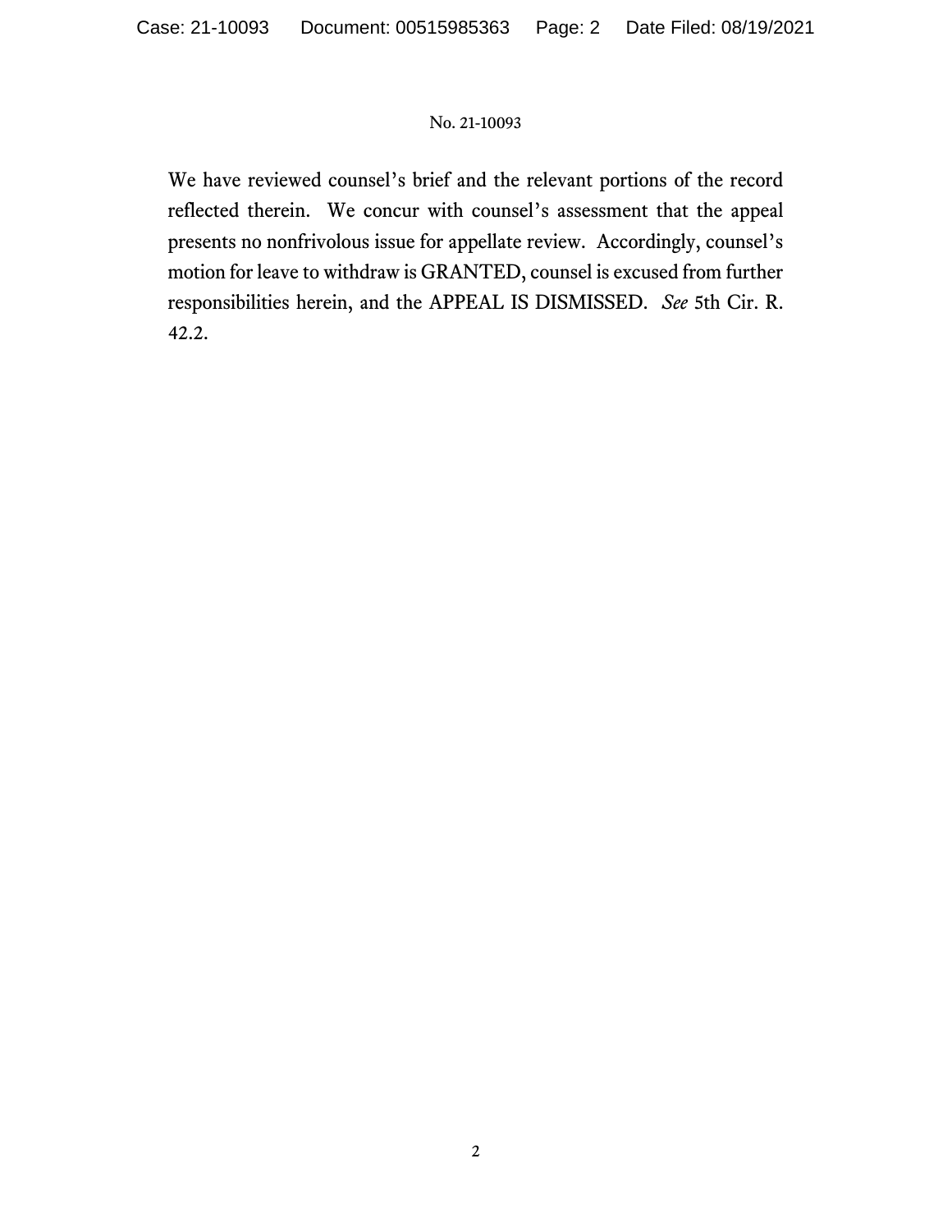We have reviewed counsel's brief and the relevant portions of the record reflected therein. We concur with counsel's assessment that the appeal presents no nonfrivolous issue for appellate review. Accordingly, counsel's motion for leave to withdraw is GRANTED, counsel is excused from further responsibilities herein, and the APPEAL IS DISMISSED. *See* 5th Cir. R. 42.2.